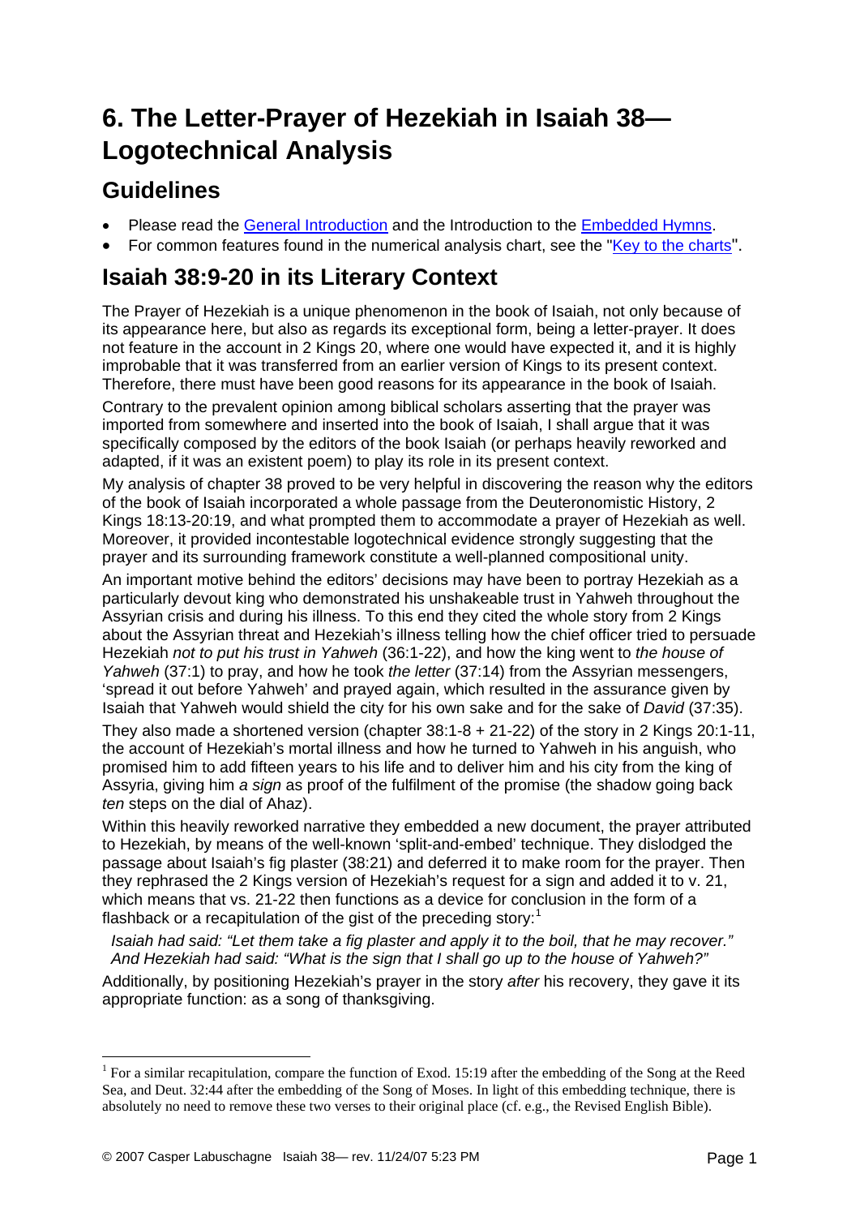# 6. The Letter-Prayer of Hezekiah in Isaiah 38—Logotechnical Analysis

## Guidelines

- Please read the General Introduction and the Introduction to the Embedded Hymns.
- For common features found in the numerical analysis chart, see the "Key to the charts".

## Isaiah 38:9-20 in its Literary Context

The Prayer of Hezekiah is a unique phenomenon in the book of Isaiah, not only because of its appearance here, but also as regards its exceptional form, being a letter-prayer. It does not feature in the account in 2 Kings 20, where one would have expected it, and it is highly improbable that it was transferred from an earlier version of Kings to its present context. Therefore, there must have been good reasons for its appearance in the book of Isaiah.

Contrary to the prevalent opinion among biblical scholars asserting that the prayer was imported from somewhere and inserted into the book of Isaiah, I shall argue that it was specifically composed by the editors of the book Isaiah (or perhaps heavily reworked and adapted, if it was an existent poem) to play its role in its present context.

My analysis of chapter 38 proved to be very helpful in discovering the reason why the editors of the book of Isaiah incorporated a whole passage from the Deuteronomistic History, 2 Kings 18:13-20:19, and what prompted them to accommodate a prayer of Hezekiah as well. Moreover, it provided incontestable logotechnical evidence strongly suggesting that the prayer and its surrounding framework constitute a well-planned compositional unity.

An important motive behind the editors' decisions may have been to portray Hezekiah as a particularly devout king who demonstrated his unshakeable trust in Yahweh throughout the Assyrian crisis and during his illness. To this end they cited the whole story from 2 Kings about the Assyrian threat and Hezekiah's illness telling how the chief officer tried to persuade Hezekiah *not to put his trust in Yahweh* (36:1-22), and how the king went to *the house of Yahweh* (37:1) to pray, and how he took *the letter* (37:14) from the Assyrian messengers, 'spread it out before Yahweh' and prayed again, which resulted in the assurance given by Isaiah that Yahweh would shield the city for his own sake and for the sake of *David* (37:35).

They also made a shortened version (chapter 38:1-8 + 21-22) of the story in 2 Kings 20:1-11, the account of Hezekiah's mortal illness and how he turned to Yahweh in his anguish, who promised him to add fifteen years to his life and to deliver him and his city from the king of Assyria, giving him *a sign* as proof of the fulfilment of the promise (the shadow going back *ten* steps on the dial of Ahaz).

Within this heavily reworked narrative they embedded a new document, the prayer attributed to Hezekiah, by means of the well-known 'split-and-embed' technique. They dislodged the passage about Isaiah's fig plaster (38:21) and deferred it to make room for the prayer. Then they rephrased the 2 Kings version of Hezekiah's request for a sign and added it to v. 21, which means that vs. 21-22 then functions as a device for conclusion in the form of a flashback or a recapitulation of the gist of the preceding story:[1]

> *Isaiah had said: "Let them take a fig plaster and apply it to the boil, that he may recover."*
> *And Hezekiah had said: "What is the sign that I shall go up to the house of Yahweh?"*

Additionally, by positioning Hezekiah's prayer in the story *after* his recovery, they gave it its appropriate function: as a song of thanksgiving.

---

[1] For a similar recapitulation, compare the function of Exod. 15:19 after the embedding of the Song at the Reed Sea, and Deut. 32:44 after the embedding of the Song of Moses. In light of this embedding technique, there is absolutely no need to remove these two verses to their original place (cf. e.g., the Revised English Bible).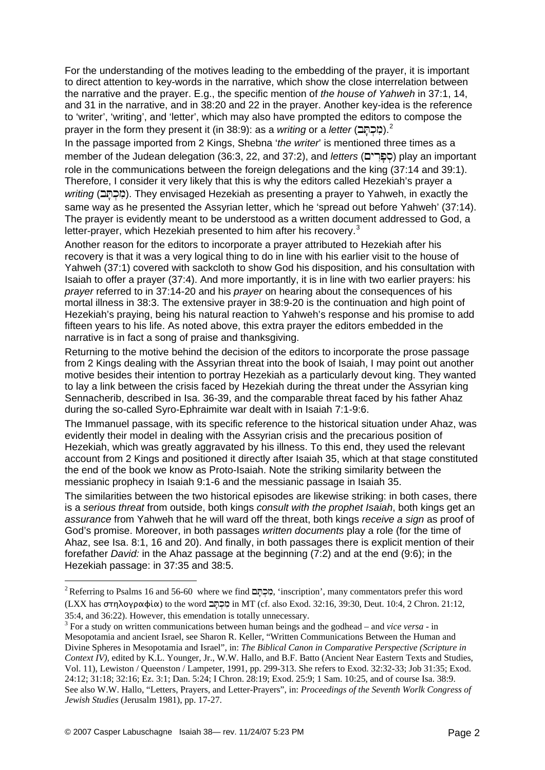For the understanding of the motives leading to the embedding of the prayer, it is important to direct attention to key-words in the narrative, which show the close interrelation between the narrative and the prayer. E.g., the specific mention of *the house of Yahweh* in 37:1, 14, and 31 in the narrative, and in 38:20 and 22 in the prayer. Another key-idea is the reference to 'writer', 'writing', and 'letter', which may also have prompted the editors to compose the prayer in the form they present it (in 38:9): as a *writing* or a *letter* (מִכְתָּב).[2]

In the passage imported from 2 Kings, Shebna '*the writer*' is mentioned three times as a member of the Judean delegation (36:3, 22, and 37:2), and *letters* (סְפָרִים) play an important role in the communications between the foreign delegations and the king (37:14 and 39:1). Therefore, I consider it very likely that this is why the editors called Hezekiah's prayer a *writing* (מִכְתָּב). They envisaged Hezekiah as presenting a prayer to Yahweh, in exactly the same way as he presented the Assyrian letter, which he 'spread out before Yahweh' (37:14). The prayer is evidently meant to be understood as a written document addressed to God, a letter-prayer, which Hezekiah presented to him after his recovery.[3]

Another reason for the editors to incorporate a prayer attributed to Hezekiah after his recovery is that it was a very logical thing to do in line with his earlier visit to the house of Yahweh (37:1) covered with sackcloth to show God his disposition, and his consultation with Isaiah to offer a prayer (37:4). And more importantly, it is in line with two earlier prayers: his *prayer* referred to in 37:14-20 and his *prayer* on hearing about the consequences of his mortal illness in 38:3. The extensive prayer in 38:9-20 is the continuation and high point of Hezekiah's praying, being his natural reaction to Yahweh's response and his promise to add fifteen years to his life. As noted above, this extra prayer the editors embedded in the narrative is in fact a song of praise and thanksgiving.

Returning to the motive behind the decision of the editors to incorporate the prose passage from 2 Kings dealing with the Assyrian threat into the book of Isaiah, I may point out another motive besides their intention to portray Hezekiah as a particularly devout king. They wanted to lay a link between the crisis faced by Hezekiah during the threat under the Assyrian king Sennacherib, described in Isa. 36-39, and the comparable threat faced by his father Ahaz during the so-called Syro-Ephraimite war dealt with in Isaiah 7:1-9:6.

The Immanuel passage, with its specific reference to the historical situation under Ahaz, was evidently their model in dealing with the Assyrian crisis and the precarious position of Hezekiah, which was greatly aggravated by his illness. To this end, they used the relevant account from 2 Kings and positioned it directly after Isaiah 35, which at that stage constituted the end of the book we know as Proto-Isaiah. Note the striking similarity between the messianic prophecy in Isaiah 9:1-6 and the messianic passage in Isaiah 35.

The similarities between the two historical episodes are likewise striking: in both cases, there is a *serious threat* from outside, both kings *consult with the prophet Isaiah*, both kings get an *assurance* from Yahweh that he will ward off the threat, both kings *receive a sign* as proof of God's promise. Moreover, in both passages *written documents* play a role (for the time of Ahaz, see Isa. 8:1, 16 and 20). And finally, in both passages there is explicit mention of their forefather *David:* in the Ahaz passage at the beginning (7:2) and at the end (9:6); in the Hezekiah passage: in 37:35 and 38:5.

---

[2] Referring to Psalms 16 and 56-60 where we find מִכְתָּם, 'inscription', many commentators prefer this word (LXX has στηλογραφία) to the word מִכְתָּב in MT (cf. also Exod. 32:16, 39:30, Deut. 10:4, 2 Chron. 21:12, 35:4, and 36:22). However, this emendation is totally unnecessary.

[3] For a study on written communications between human beings and the godhead – and *vice versa* - in Mesopotamia and ancient Israel, see Sharon R. Keller, "Written Communications Between the Human and Divine Spheres in Mesopotamia and Israel", in: *The Biblical Canon in Comparative Perspective (Scripture in Context IV)*, edited by K.L. Younger, Jr., W.W. Hallo, and B.F. Batto (Ancient Near Eastern Texts and Studies, Vol. 11), Lewiston / Queenston / Lampeter, 1991, pp. 299-313. She refers to Exod. 32:32-33; Job 31:35; Exod. 24:12; 31:18; 32:16; Ez. 3:1; Dan. 5:24; I Chron. 28:19; Exod. 25:9; 1 Sam. 10:25, and of course Isa. 38:9. See also W.W. Hallo, "Letters, Prayers, and Letter-Prayers", in: *Proceedings of the Seventh Worlk Congress of Jewish Studies* (Jerusalm 1981), pp. 17-27.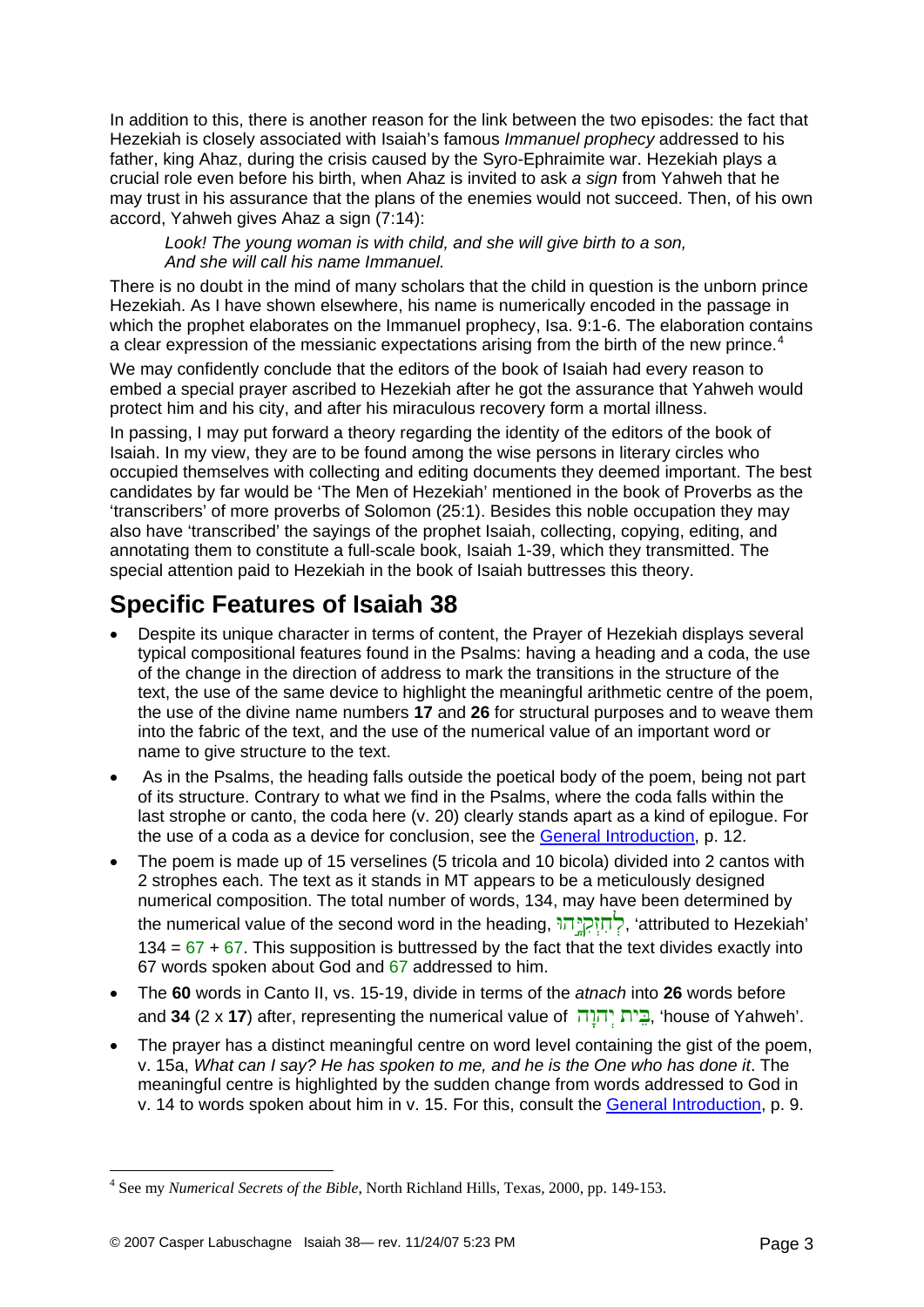In addition to this, there is another reason for the link between the two episodes: the fact that Hezekiah is closely associated with Isaiah's famous *Immanuel prophecy* addressed to his father, king Ahaz, during the crisis caused by the Syro-Ephraimite war. Hezekiah plays a crucial role even before his birth, when Ahaz is invited to ask *a sign* from Yahweh that he may trust in his assurance that the plans of the enemies would not succeed. Then, of his own accord, Yahweh gives Ahaz a sign (7:14):

> *Look! The young woman is with child, and she will give birth to a son,*
> *And she will call his name Immanuel.*

There is no doubt in the mind of many scholars that the child in question is the unborn prince Hezekiah. As I have shown elsewhere, his name is numerically encoded in the passage in which the prophet elaborates on the Immanuel prophecy, Isa. 9:1-6. The elaboration contains a clear expression of the messianic expectations arising from the birth of the new prince.[4]

We may confidently conclude that the editors of the book of Isaiah had every reason to embed a special prayer ascribed to Hezekiah after he got the assurance that Yahweh would protect him and his city, and after his miraculous recovery form a mortal illness.

In passing, I may put forward a theory regarding the identity of the editors of the book of Isaiah. In my view, they are to be found among the wise persons in literary circles who occupied themselves with collecting and editing documents they deemed important. The best candidates by far would be 'The Men of Hezekiah' mentioned in the book of Proverbs as the 'transcribers' of more proverbs of Solomon (25:1). Besides this noble occupation they may also have 'transcribed' the sayings of the prophet Isaiah, collecting, copying, editing, and annotating them to constitute a full-scale book, Isaiah 1-39, which they transmitted. The special attention paid to Hezekiah in the book of Isaiah buttresses this theory.

## Specific Features of Isaiah 38

- Despite its unique character in terms of content, the Prayer of Hezekiah displays several typical compositional features found in the Psalms: having a heading and a coda, the use of the change in the direction of address to mark the transitions in the structure of the text, the use of the same device to highlight the meaningful arithmetic centre of the poem, the use of the divine name numbers **17** and **26** for structural purposes and to weave them into the fabric of the text, and the use of the numerical value of an important word or name to give structure to the text.
- As in the Psalms, the heading falls outside the poetical body of the poem, being not part of its structure. Contrary to what we find in the Psalms, where the coda falls within the last strophe or canto, the coda here (v. 20) clearly stands apart as a kind of epilogue. For the use of a coda as a device for conclusion, see the General Introduction, p. 12.
- The poem is made up of 15 verselines (5 tricola and 10 bicola) divided into 2 cantos with 2 strophes each. The text as it stands in MT appears to be a meticulously designed numerical composition. The total number of words, 134, may have been determined by the numerical value of the second word in the heading, לְחִזְקִיָּהוּ, 'attributed to Hezekiah' 134 = 67 + 67. This supposition is buttressed by the fact that the text divides exactly into 67 words spoken about God and 67 addressed to him.
- The **60** words in Canto II, vs. 15-19, divide in terms of the *atnach* into **26** words before and **34** (2 x **17**) after, representing the numerical value of בֵּית יְהוָה, 'house of Yahweh'.
- The prayer has a distinct meaningful centre on word level containing the gist of the poem, v. 15a, *What can I say? He has spoken to me, and he is the One who has done it*. The meaningful centre is highlighted by the sudden change from words addressed to God in v. 14 to words spoken about him in v. 15. For this, consult the General Introduction, p. 9.

---

[4] See my *Numerical Secrets of the Bible*, North Richland Hills, Texas, 2000, pp. 149-153.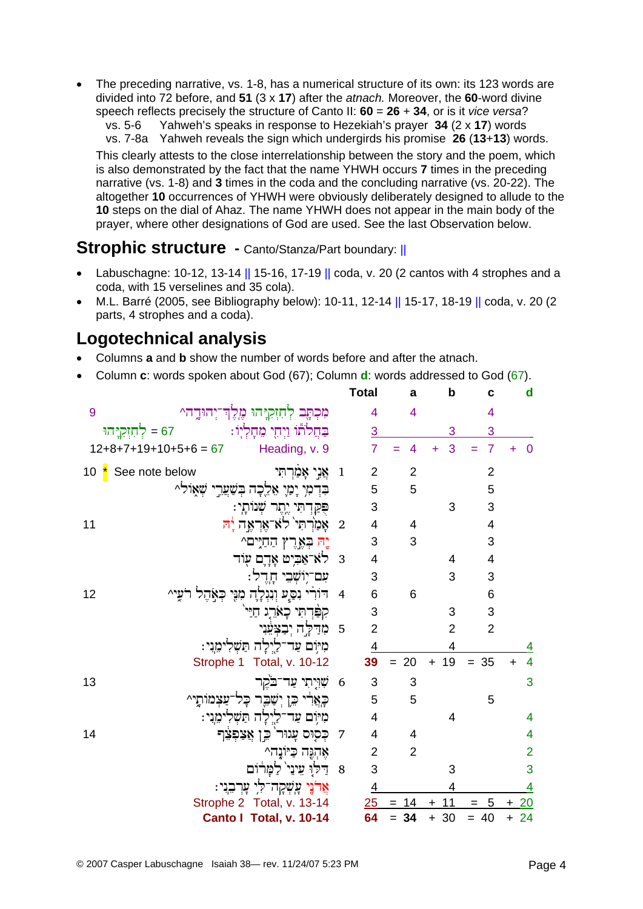- The preceding narrative, vs. 1-8, has a numerical structure of its own: its 123 words are divided into 72 before, and **51** (3 x **17**) after the *atnach.* Moreover, the **60**-word divine speech reflects precisely the structure of Canto II: **60** = **26** + **34**, or is it *vice versa*?
  vs. 5-6 Yahweh's speaks in response to Hezekiah's prayer **34** (2 x **17**) words
  vs. 7-8a Yahweh reveals the sign which undergirds his promise **26** (**13**+**13**) words.

  This clearly attests to the close interrelationship between the story and the poem, which is also demonstrated by the fact that the name YHWH occurs **7** times in the preceding narrative (vs. 1-8) and **3** times in the coda and the concluding narrative (vs. 20-22). The altogether **10** occurrences of YHWH were obviously deliberately designed to allude to the **10** steps on the dial of Ahaz. The name YHWH does not appear in the main body of the prayer, where other designations of God are used. See the last Observation below.

## Strophic structure - Canto/Stanza/Part boundary: ||

- Labuschagne: 10-12, 13-14 || 15-16, 17-19 || coda, v. 20 (2 cantos with 4 strophes and a coda, with 15 verselines and 35 cola).
- M.L. Barré (2005, see Bibliography below): 10-11, 12-14 || 15-17, 18-19 || coda, v. 20 (2 parts, 4 strophes and a coda).

## Logotechnical analysis

- Columns **a** and **b** show the number of words before and after the atnach.
- Column **c**: words spoken about God (67); Column **d**: words addressed to God (67).

| Verse | Note | Text | Total | a | b | c | d |
|---|---|---|---|---|---|---|---|
| 9 | | מִכְתָּב לְחִזְקִיָּהוּ מֶלֶךְ־יְהוּדָה^ | 4 | 4 | | 4 | |
| | לְחִזְקִיָּהוּ = 67 | בַּחֲלֹתוֹ וַיְחִי מֵחָלְיוֹ׃ | 3 | | 3 | 3 | |
| | 12+8+7+19+10+5+6 = 67 | Heading, v. 9 | 7 | = 4 | + 3 | = 7 | + 0 |
| 10 | * See note below | 1 אֲנִי אָמַרְתִּי | 2 | 2 | | 2 | |
| | | בִּדְמִי יָמַי אֵלֵכָה בְּשַׁעֲרֵי שְׁאוֹל^ | 5 | 5 | | 5 | |
| | | פֻּקַּדְתִּי יֶתֶר שְׁנוֹתָי׃ | 3 | | 3 | 3 | |
| 11 | | 2 אָמַרְתִּי לֹא־אֶרְאֶה יָהּ | 4 | 4 | | 4 | |
| | | יָהּ בְּאֶרֶץ הַחַיִּים^ | 3 | 3 | | 3 | |
| | | 3 לֹא־אַבִּיט אָדָם עוֹד | 4 | | 4 | 4 | |
| | | עִם־יוֹשְׁבֵי חָדֶל׃ | 3 | | 3 | 3 | |
| 12 | | 4 דּוֹרִי נִסַּע וְנִגְלָה מִנִּי כְּאֹהֶל רֹעִי^ | 6 | 6 | | 6 | |
| | | קִפַּדְתִּי כָאֹרֵג חַיַּי | 3 | | 3 | 3 | |
| | | 5 מִדַּלָּה יְבַצְּעֵנִי | 2 | | 2 | 2 | |
| | | מִיּוֹם עַד־לַיְלָה תַּשְׁלִימֵנִי׃ | 4 | | 4 | | 4 |
| | | Strophe 1 Total, v. 10-12 | **39** | = 20 | + 19 | = 35 | + 4 |
| 13 | | 6 שִׁוִּיתִי עַד־בֹּקֶר | 3 | 3 | | | 3 |
| | | כָּאֲרִי כֵּן יְשַׁבֵּר כָּל־עַצְמוֹתָי^ | 5 | 5 | | 5 | |
| | | מִיּוֹם עַד־לַיְלָה תַּשְׁלִימֵנִי׃ | 4 | | 4 | | 4 |
| 14 | | 7 כְּסוּס עָגוּר כֵּן אֲצַפְצֵף | 4 | 4 | | | 4 |
| | | אֶהְגֶּה כַּיּוֹנָה^ | 2 | 2 | | | 2 |
| | | 8 דַּלּוּ עֵינַי לַמָּרוֹם | 3 | | 3 | | 3 |
| | | אֲדֹנָי עָשְׁקָה־לִּי עָרְבֵנִי׃ | 4 | | 4 | | 4 |
| | | Strophe 2 Total, v. 13-14 | 25 | = 14 | + 11 | = 5 | + 20 |
| | | **Canto I Total, v. 10-14** | **64** | = **34** | + 30 | = 40 | + 24 |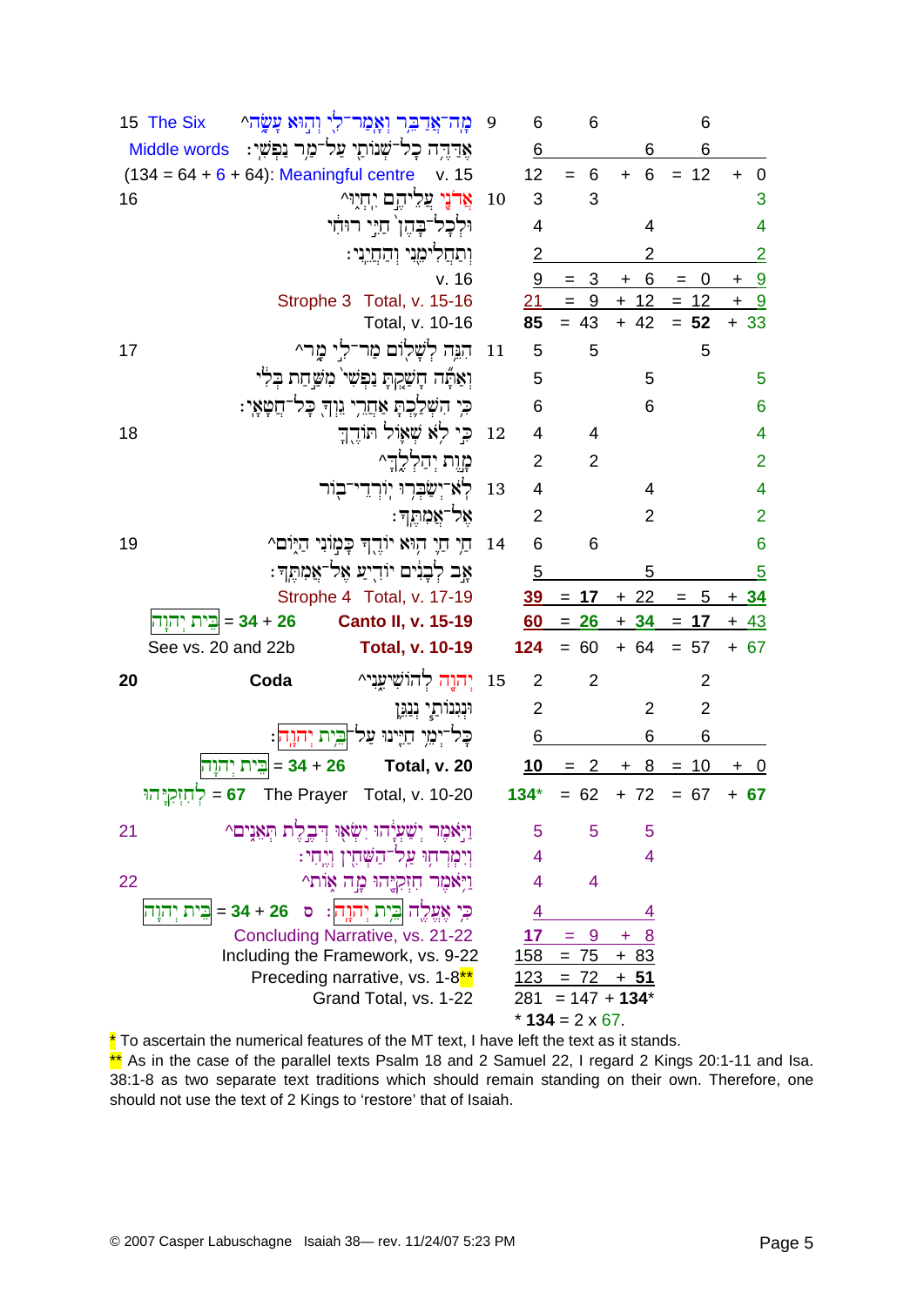| | | | Words | = | | + | | = | | + | |
|---|---|---|---|---|---|---|---|---|---|---|---|
| 15 The Six | מָה־אֲדַבֵּר וְאָמַר־לִי וְהוּא עָשָׂה^ | 9 | 6 | | 6 | | | | 6 | | |
| Middle words | אֶדַּדֶּה כָל־שְׁנוֹתַי עַל־מַר נַפְשִׁי׃ | | 6 | | | | 6 | | 6 | | |
| (134 = 64 + 6 + 64): Meaningful centre | v. 15 | | 12 | = | 6 | + | 6 | = | 12 | + | 0 |
| 16 | אֲדֹנָי עֲלֵיהֶם יִחְיוּ^ | 10 | 3 | | 3 | | | | | | 3 |
| | וּלְכָל־בָּהֶן חַיֵּי רוּחִי | | 4 | | | | 4 | | | | 4 |
| | וְתַחֲלִימֵנִי וְהַחֲיֵנִי׃ | | 2 | | | | 2 | | | | 2 |
| | v. 16 | | 9 | = | 3 | + | 6 | = | 0 | + | 9 |
| | Strophe 3 Total, v. 15-16 | | 21 | = | 9 | + | 12 | = | 12 | + | 9 |
| | Total, v. 10-16 | | 85 | = | 43 | + | 42 | = | 52 | + | 33 |
| 17 | הִנֵּה לְשָׁלוֹם מַר־לִי מָר^ | 11 | 5 | | 5 | | | | 5 | | |
| | וְאַתָּה חָשַׁקְתָּ נַפְשִׁי מִשַּׁחַת בְּלִי | | 5 | | | | 5 | | | | 5 |
| | כִּי הִשְׁלַכְתָּ אַחֲרֵי גֵוְךָ כָּל־חֲטָאָי׃ | | 6 | | | | 6 | | | | 6 |
| 18 | כִּי לֹא שְׁאוֹל תּוֹדֶךָּ | 12 | 4 | | 4 | | | | | | 4 |
| | מָוֶת יְהַלְלֶךָּ^ | | 2 | | 2 | | | | | | 2 |
| | לֹא־יְשַׂבְּרוּ יוֹרְדֵי־בוֹר | 13 | 4 | | | | 4 | | | | 4 |
| | אֶל־אֲמִתֶּךָ׃ | | 2 | | | | 2 | | | | 2 |
| 19 | חַי חַי הוּא יוֹדֶךָ כָּמוֹנִי הַיּוֹם^ | 14 | 6 | | 6 | | | | | | 6 |
| | אָב לְבָנִים יוֹדִיעַ אֶל־אֲמִתֶּךָ׃ | | 5 | | | | 5 | | | | 5 |
| | Strophe 4 Total, v. 17-19 | | **39** | = | **17** | + | 22 | = | 5 | + | **34** |
| בֵּית יְהוָה = **34** + **26** | **Canto II, v. 15-19** | | **60** | = | **26** | + | **34** | = | **17** | + | 43 |
| See vs. 20 and 22b | **Total, v. 10-19** | | **124** | = | 60 | + | 64 | = | 57 | + | 67 |
| **20** **Coda** | יְהוָה לְהוֹשִׁיעֵנִי^ | 15 | 2 | | 2 | | | | 2 | | |
| | וּנְגִנוֹתַי נְנַגֵּן | | 2 | | | | 2 | | 2 | | |
| | כָּל־יְמֵי חַיֵּינוּ עַל־בֵּית יְהוָה׃ | | 6 | | | | 6 | | 6 | | |
| בֵּית יְהוָה = **34** + **26** | **Total, v. 20** | | **10** | = | 2 | + | 8 | = | 10 | + | 0 |
| לְחִזְקִיָּהוּ = **67** | The Prayer Total, v. 10-20 | | **134*** | = | 62 | + | 72 | = | 67 | + | **67** |
| 21 | וַיֹּאמֶר יְשַׁעְיָהוּ יִשְׂאוּ דְּבֶלֶת תְּאֵנִים^ | | 5 | | 5 | | 5 | | | | |
| | וְיִמְרְחוּ עַל־הַשְּׁחִין וְיֶחִי׃ | | 4 | | | | 4 | | | | |
| 22 | וַיֹּאמֶר חִזְקִיָּהוּ מָה אוֹת^ | | 4 | | 4 | | | | | | |
| בֵּית יְהוָה = **34** + **26** | ס כִּי אֶעֱלֶה בֵּית יְהוָה׃ | | 4 | | | | 4 | | | | |
| | Concluding Narrative, vs. 21-22 | | **17** | = | 9 | + | 8 | | | | |
| | Including the Framework, vs. 9-22 | | 158 | = | 75 | + | 83 | | | | |
| | Preceding narrative, vs. 1-8** | | 123 | = | 72 | + | **51** | | | | |
| | Grand Total, vs. 1-22 | | 281 | = | 147 | + | **134*** | | | | |

* **134** = 2 x 67.

* To ascertain the numerical features of the MT text, I have left the text as it stands.

** As in the case of the parallel texts Psalm 18 and 2 Samuel 22, I regard 2 Kings 20:1-11 and Isa. 38:1-8 as two separate text traditions which should remain standing on their own. Therefore, one should not use the text of 2 Kings to 'restore' that of Isaiah.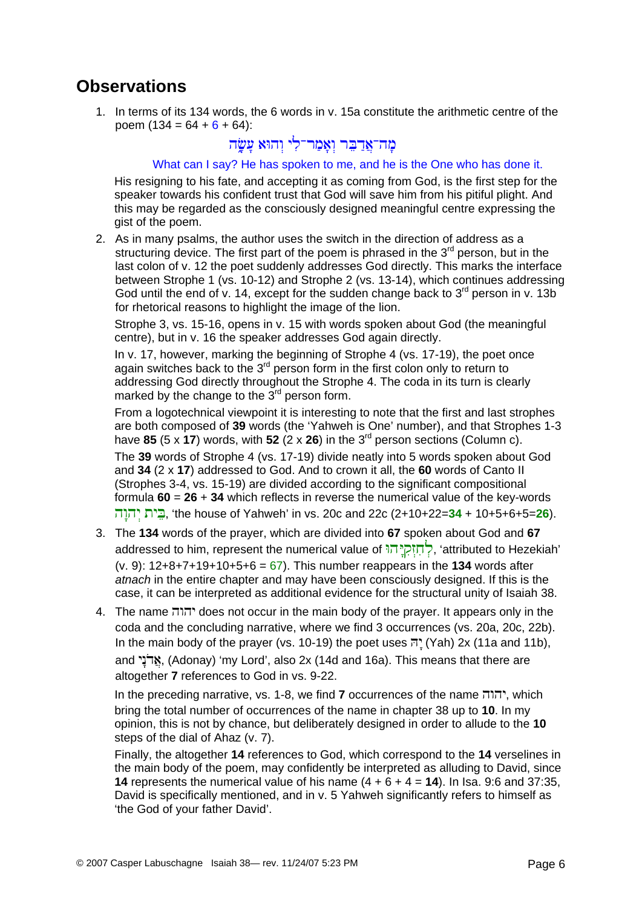## Observations

1. In terms of its 134 words, the 6 words in v. 15a constitute the arithmetic centre of the poem (134 = 64 + 6 + 64):

   מָה־אֲדַבֵּר וְאָמַר־לִי וְהוּא עָשָׂה

   What can I say? He has spoken to me, and he is the One who has done it.

   His resigning to his fate, and accepting it as coming from God, is the first step for the speaker towards his confident trust that God will save him from his pitiful plight. And this may be regarded as the consciously designed meaningful centre expressing the gist of the poem.

2. As in many psalms, the author uses the switch in the direction of address as a structuring device. The first part of the poem is phrased in the 3rd person, but in the last colon of v. 12 the poet suddenly addresses God directly. This marks the interface between Strophe 1 (vs. 10-12) and Strophe 2 (vs. 13-14), which continues addressing God until the end of v. 14, except for the sudden change back to 3rd person in v. 13b for rhetorical reasons to highlight the image of the lion.

   Strophe 3, vs. 15-16, opens in v. 15 with words spoken about God (the meaningful centre), but in v. 16 the speaker addresses God again directly.

   In v. 17, however, marking the beginning of Strophe 4 (vs. 17-19), the poet once again switches back to the 3rd person form in the first colon only to return to addressing God directly throughout the Strophe 4. The coda in its turn is clearly marked by the change to the 3rd person form.

   From a logotechnical viewpoint it is interesting to note that the first and last strophes are both composed of **39** words (the 'Yahweh is One' number), and that Strophes 1-3 have **85** (5 x **17**) words, with **52** (2 x **26**) in the 3rd person sections (Column c).

   The **39** words of Strophe 4 (vs. 17-19) divide neatly into 5 words spoken about God and **34** (2 x **17**) addressed to God. And to crown it all, the **60** words of Canto II (Strophes 3-4, vs. 15-19) are divided according to the significant compositional formula **60** = **26** + **34** which reflects in reverse the numerical value of the key-words בֵּית יְהוָה, 'the house of Yahweh' in vs. 20c and 22c (2+10+22=**34** + 10+5+6+5=**26**).

3. The **134** words of the prayer, which are divided into **67** spoken about God and **67** addressed to him, represent the numerical value of לְחִזְקִיָּהוּ, 'attributed to Hezekiah' (v. 9): 12+8+7+19+10+5+6 = 67). This number reappears in the **134** words after *atnach* in the entire chapter and may have been consciously designed. If this is the case, it can be interpreted as additional evidence for the structural unity of Isaiah 38.

4. The name יהוה does not occur in the main body of the prayer. It appears only in the coda and the concluding narrative, where we find 3 occurrences (vs. 20a, 20c, 22b). In the main body of the prayer (vs. 10-19) the poet uses יָהּ (Yah) 2x (11a and 11b), and אֲדֹנָי, (Adonay) 'my Lord', also 2x (14d and 16a). This means that there are altogether **7** references to God in vs. 9-22.

   In the preceding narrative, vs. 1-8, we find **7** occurrences of the name יהוה, which bring the total number of occurrences of the name in chapter 38 up to **10**. In my opinion, this is not by chance, but deliberately designed in order to allude to the **10** steps of the dial of Ahaz (v. 7).

   Finally, the altogether **14** references to God, which correspond to the **14** verselines in the main body of the poem, may confidently be interpreted as alluding to David, since **14** represents the numerical value of his name (4 + 6 + 4 = **14**). In Isa. 9:6 and 37:35, David is specifically mentioned, and in v. 5 Yahweh significantly refers to himself as 'the God of your father David'.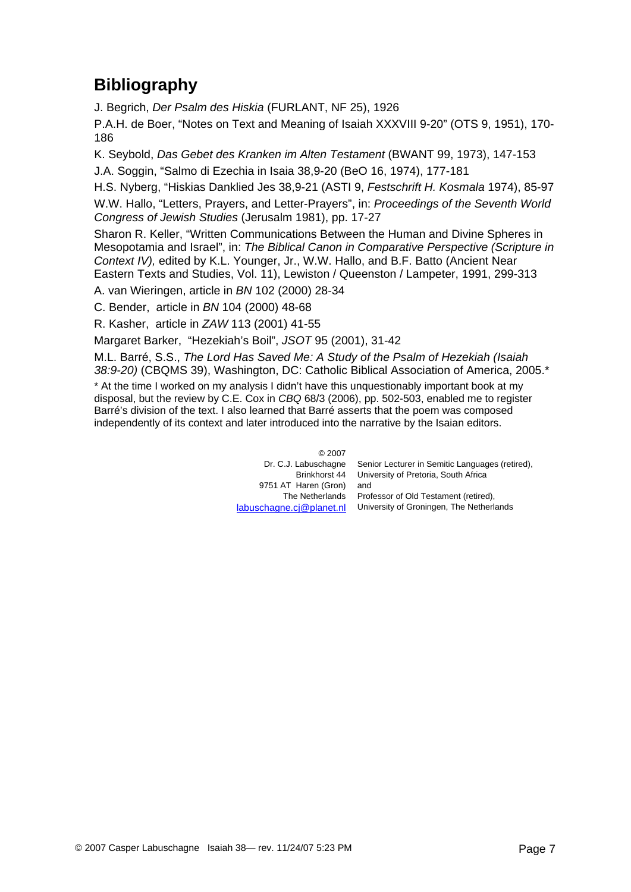## Bibliography

J. Begrich, *Der Psalm des Hiskia* (FURLANT, NF 25), 1926

P.A.H. de Boer, "Notes on Text and Meaning of Isaiah XXXVIII 9-20" (OTS 9, 1951), 170-186

K. Seybold, *Das Gebet des Kranken im Alten Testament* (BWANT 99, 1973), 147-153

J.A. Soggin, "Salmo di Ezechia in Isaia 38,9-20 (BeO 16, 1974), 177-181

H.S. Nyberg, "Hiskias Danklied Jes 38,9-21 (ASTI 9, *Festschrift H. Kosmala* 1974), 85-97

W.W. Hallo, "Letters, Prayers, and Letter-Prayers", in: *Proceedings of the Seventh World Congress of Jewish Studies* (Jerusalm 1981), pp. 17-27

Sharon R. Keller, "Written Communications Between the Human and Divine Spheres in Mesopotamia and Israel", in: *The Biblical Canon in Comparative Perspective (Scripture in Context IV),* edited by K.L. Younger, Jr., W.W. Hallo, and B.F. Batto (Ancient Near Eastern Texts and Studies, Vol. 11), Lewiston / Queenston / Lampeter, 1991, 299-313

A. van Wieringen, article in *BN* 102 (2000) 28-34

C. Bender, article in *BN* 104 (2000) 48-68

R. Kasher, article in *ZAW* 113 (2001) 41-55

Margaret Barker, "Hezekiah's Boil", *JSOT* 95 (2001), 31-42

M.L. Barré, S.S., *The Lord Has Saved Me: A Study of the Psalm of Hezekiah (Isaiah 38:9-20)* (CBQMS 39), Washington, DC: Catholic Biblical Association of America, 2005.*

\* At the time I worked on my analysis I didn't have this unquestionably important book at my disposal, but the review by C.E. Cox in *CBQ* 68/3 (2006), pp. 502-503, enabled me to register Barré's division of the text. I also learned that Barré asserts that the poem was composed independently of its context and later introduced into the narrative by the Isaian editors.

© 2007
Dr. C.J. Labuschagne
Brinkhorst 44
9751 AT Haren (Gron)
The Netherlands
labuschagne.cj@planet.nl

Senior Lecturer in Semitic Languages (retired),
University of Pretoria, South Africa
and
Professor of Old Testament (retired),
University of Groningen, The Netherlands